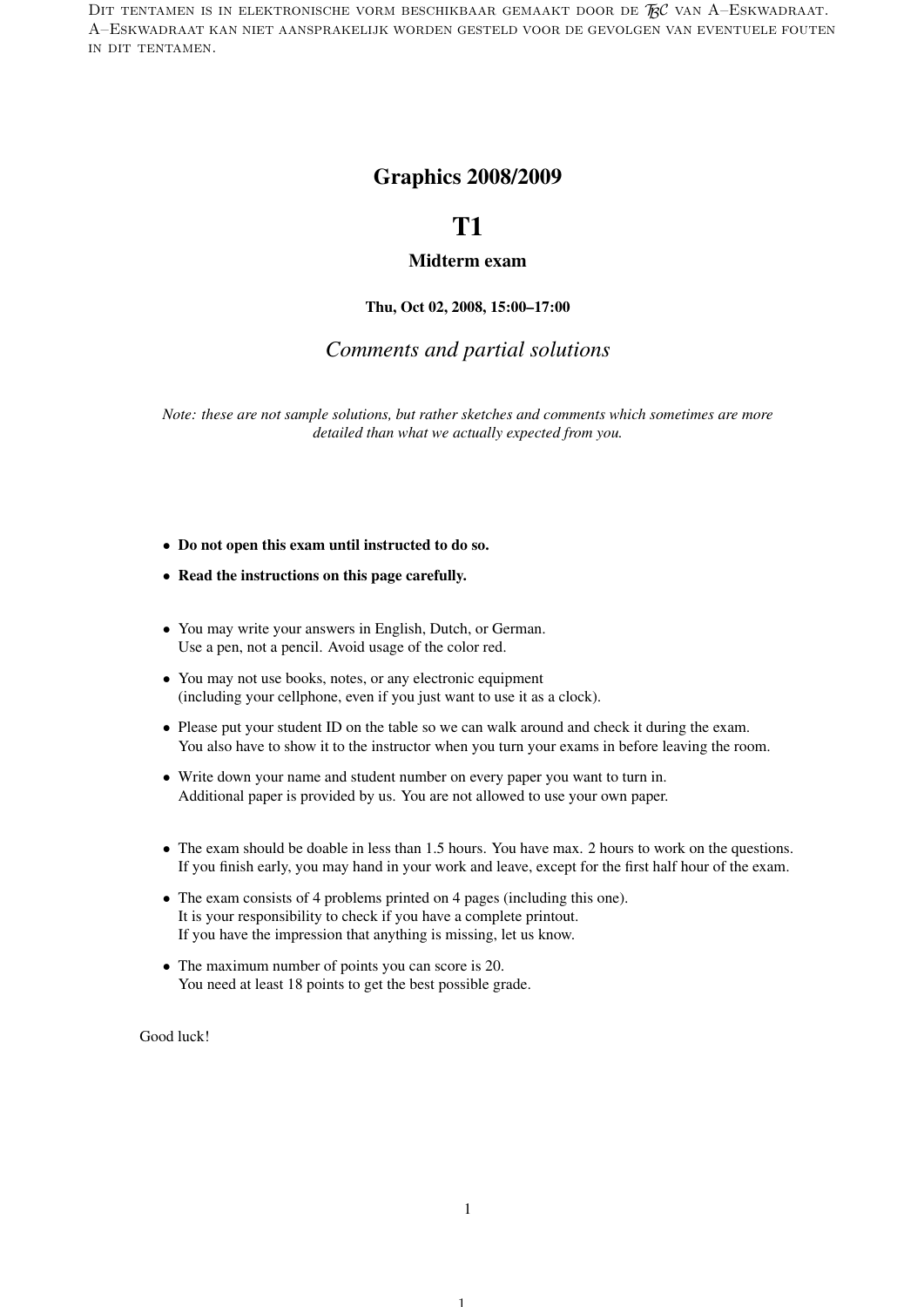Dit tentamen is in elektronische vorm beschikbaar gemaakt door de $\mathcal{TBC}$ van A–Eskwadraat. A–Eskwadraat kan niet aansprakelijk worden gesteld voor de gevolgen van eventuele fouten in dit tentamen.

# Graphics 2008/2009

# T1

## Midterm exam

**Thu, Oct 02, 2008, 15:00–17:00**

*Comments and partial solutions*

*Note: these are not sample solutions, but rather sketches and comments which sometimes are more detailed than what we actually expected from you.*

- **Do not open this exam until instructed to do so.**
- **Read the instructions on this page carefully.**

- You may write your answers in English, Dutch, or German.
  Use a pen, not a pencil. Avoid usage of the color red.
- You may not use books, notes, or any electronic equipment
  (including your cellphone, even if you just want to use it as a clock).
- Please put your student ID on the table so we can walk around and check it during the exam.
  You also have to show it to the instructor when you turn your exams in before leaving the room.
- Write down your name and student number on every paper you want to turn in.
  Additional paper is provided by us. You are not allowed to use your own paper.

- The exam should be doable in less than 1.5 hours. You have max. 2 hours to work on the questions.
  If you finish early, you may hand in your work and leave, except for the first half hour of the exam.
- The exam consists of 4 problems printed on 4 pages (including this one).
  It is your responsibility to check if you have a complete printout.
  If you have the impression that anything is missing, let us know.
- The maximum number of points you can score is 20.
  You need at least 18 points to get the best possible grade.

Good luck!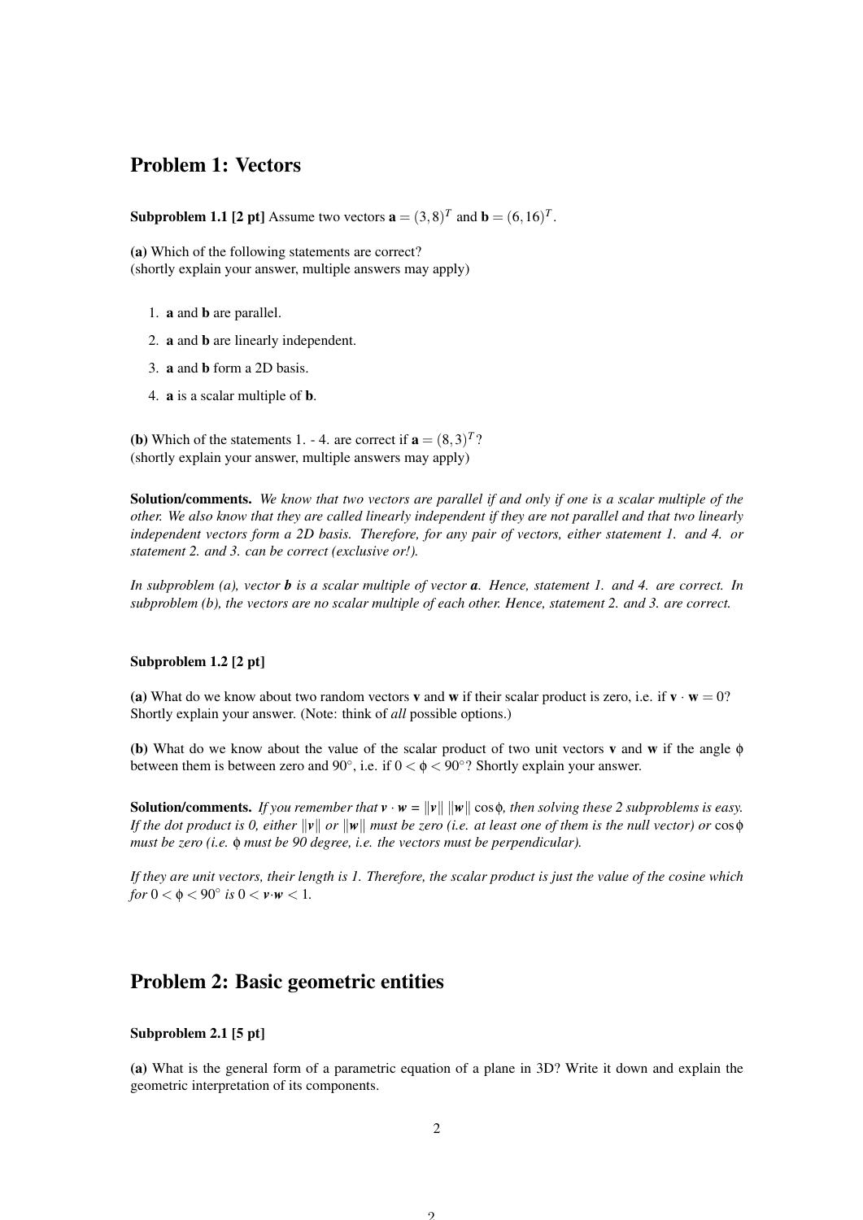## Problem 1: Vectors

**Subproblem 1.1 [2 pt]** Assume two vectors $\mathbf{a} = (3, 8)^T$ and $\mathbf{b} = (6, 16)^T$.

**(a)** Which of the following statements are correct?
(shortly explain your answer, multiple answers may apply)

1. $\mathbf{a}$ and $\mathbf{b}$ are parallel.
2. $\mathbf{a}$ and $\mathbf{b}$ are linearly independent.
3. $\mathbf{a}$ and $\mathbf{b}$ form a 2D basis.
4. $\mathbf{a}$ is a scalar multiple of $\mathbf{b}$.

**(b)** Which of the statements 1. - 4. are correct if $\mathbf{a} = (8, 3)^T$?
(shortly explain your answer, multiple answers may apply)

**Solution/comments.** *We know that two vectors are parallel if and only if one is a scalar multiple of the other. We also know that they are called linearly independent if they are not parallel and that two linearly independent vectors form a 2D basis. Therefore, for any pair of vectors, either statement 1. and 4. or statement 2. and 3. can be correct (exclusive or!).*

*In subproblem (a), vector* $\boldsymbol{b}$ *is a scalar multiple of vector* $\boldsymbol{a}$*. Hence, statement 1. and 4. are correct. In subproblem (b), the vectors are no scalar multiple of each other. Hence, statement 2. and 3. are correct.*

**Subproblem 1.2 [2 pt]**

**(a)** What do we know about two random vectors $\mathbf{v}$ and $\mathbf{w}$ if their scalar product is zero, i.e. if $\mathbf{v} \cdot \mathbf{w} = 0$? Shortly explain your answer. (Note: think of *all* possible options.)

**(b)** What do we know about the value of the scalar product of two unit vectors $\mathbf{v}$ and $\mathbf{w}$ if the angle $\phi$ between them is between zero and 90°, i.e. if $0 < \phi < 90°$? Shortly explain your answer.

**Solution/comments.** *If you remember that* $\boldsymbol{v} \cdot \boldsymbol{w} = \|\boldsymbol{v}\| \, \|\boldsymbol{w}\| \cos\phi$*, then solving these 2 subproblems is easy. If the dot product is 0, either* $\|\boldsymbol{v}\|$ *or* $\|\boldsymbol{w}\|$ *must be zero (i.e. at least one of them is the null vector) or* $\cos\phi$ *must be zero (i.e.* $\phi$ *must be 90 degree, i.e. the vectors must be perpendicular).*

*If they are unit vectors, their length is 1. Therefore, the scalar product is just the value of the cosine which for* $0 < \phi < 90°$ *is* $0 < \boldsymbol{v} \cdot \boldsymbol{w} < 1$.

## Problem 2: Basic geometric entities

**Subproblem 2.1 [5 pt]**

**(a)** What is the general form of a parametric equation of a plane in 3D? Write it down and explain the geometric interpretation of its components.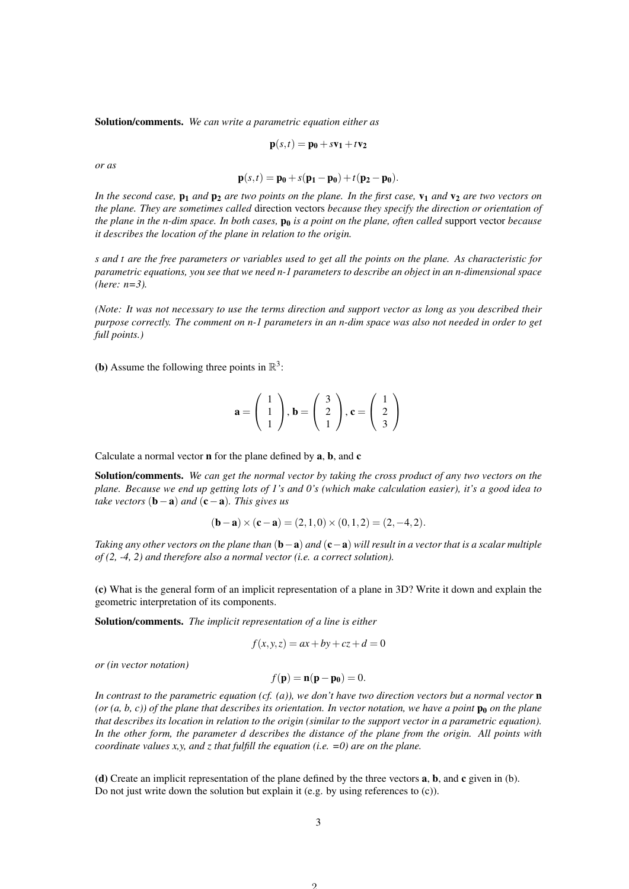**Solution/comments.** *We can write a parametric equation either as*

$$\mathbf{p}(s,t) = \mathbf{p_0} + s\mathbf{v_1} + t\mathbf{v_2}$$

*or as*

$$\mathbf{p}(s,t) = \mathbf{p_0} + s(\mathbf{p_1} - \mathbf{p_0}) + t(\mathbf{p_2} - \mathbf{p_0}).$$

*In the second case, $\mathbf{p_1}$ and $\mathbf{p_2}$ are two points on the plane. In the first case, $\mathbf{v_1}$ and $\mathbf{v_2}$ are two vectors on the plane. They are sometimes called* direction vectors *because they specify the direction or orientation of the plane in the n-dim space. In both cases, $\mathbf{p_0}$ is a point on the plane, often called* support vector *because it describes the location of the plane in relation to the origin.*

*s and t are the free parameters or variables used to get all the points on the plane. As characteristic for parametric equations, you see that we need n-1 parameters to describe an object in an n-dimensional space (here: n=3).*

*(Note: It was not necessary to use the terms direction and support vector as long as you described their purpose correctly. The comment on n-1 parameters in an n-dim space was also not needed in order to get full points.)*

**(b)** Assume the following three points in $\mathbb{R}^3$:

$$\mathbf{a} = \begin{pmatrix} 1 \\ 1 \\ 1 \end{pmatrix}, \mathbf{b} = \begin{pmatrix} 3 \\ 2 \\ 1 \end{pmatrix}, \mathbf{c} = \begin{pmatrix} 1 \\ 2 \\ 3 \end{pmatrix}$$

Calculate a normal vector $\mathbf{n}$ for the plane defined by $\mathbf{a}$, $\mathbf{b}$, and $\mathbf{c}$

**Solution/comments.** *We can get the normal vector by taking the cross product of any two vectors on the plane. Because we end up getting lots of 1's and 0's (which make calculation easier), it's a good idea to take vectors $(\mathbf{b} - \mathbf{a})$ and $(\mathbf{c} - \mathbf{a})$. This gives us*

$$(\mathbf{b} - \mathbf{a}) \times (\mathbf{c} - \mathbf{a}) = (2,1,0) \times (0,1,2) = (2,-4,2).$$

*Taking any other vectors on the plane than $(\mathbf{b} - \mathbf{a})$ and $(\mathbf{c} - \mathbf{a})$ will result in a vector that is a scalar multiple of (2, -4, 2) and therefore also a normal vector (i.e. a correct solution).*

**(c)** What is the general form of an implicit representation of a plane in 3D? Write it down and explain the geometric interpretation of its components.

**Solution/comments.** *The implicit representation of a line is either*

$$f(x,y,z) = ax + by + cz + d = 0$$

*or (in vector notation)*

$$f(\mathbf{p}) = \mathbf{n}(\mathbf{p} - \mathbf{p_0}) = 0.$$

*In contrast to the parametric equation (cf. (a)), we don't have two direction vectors but a normal vector $\mathbf{n}$ (or (a, b, c)) of the plane that describes its orientation. In vector notation, we have a point $\mathbf{p_0}$ on the plane that describes its location in relation to the origin (similar to the support vector in a parametric equation). In the other form, the parameter d describes the distance of the plane from the origin. All points with coordinate values x,y, and z that fulfill the equation (i.e. =0) are on the plane.*

**(d)** Create an implicit representation of the plane defined by the three vectors $\mathbf{a}$, $\mathbf{b}$, and $\mathbf{c}$ given in (b). Do not just write down the solution but explain it (e.g. by using references to (c)).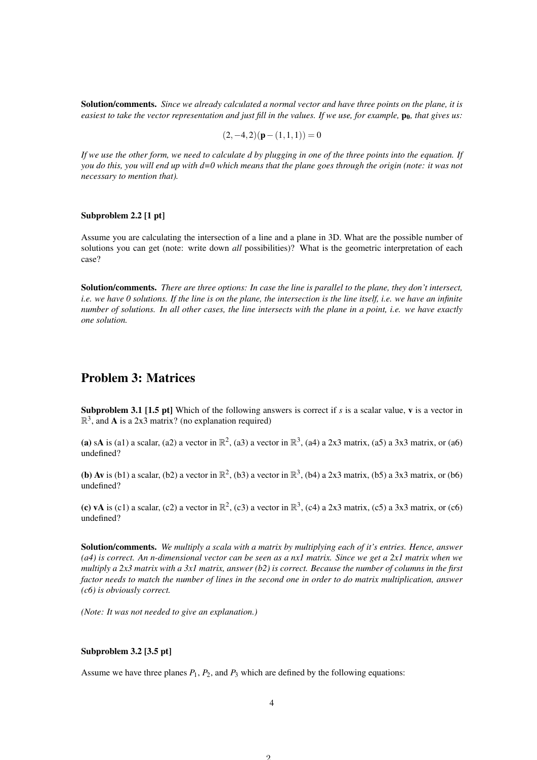**Solution/comments.** *Since we already calculated a normal vector and have three points on the plane, it is easiest to take the vector representation and just fill in the values. If we use, for example,* $\mathbf{p_0}$*, that gives us:*

$$(2,-4,2)(\mathbf{p}-(1,1,1)) = 0$$

*If we use the other form, we need to calculate d by plugging in one of the three points into the equation. If you do this, you will end up with d=0 which means that the plane goes through the origin (note: it was not necessary to mention that).*

**Subproblem 2.2 [1 pt]**

Assume you are calculating the intersection of a line and a plane in 3D. What are the possible number of solutions you can get (note: write down *all* possibilities)? What is the geometric interpretation of each case?

**Solution/comments.** *There are three options: In case the line is parallel to the plane, they don't intersect, i.e. we have 0 solutions. If the line is on the plane, the intersection is the line itself, i.e. we have an infinite number of solutions. In all other cases, the line intersects with the plane in a point, i.e. we have exactly one solution.*

## Problem 3: Matrices

**Subproblem 3.1 [1.5 pt]** Which of the following answers is correct if $s$ is a scalar value, $\mathbf{v}$ is a vector in $\mathbb{R}^3$, and $\mathbf{A}$ is a 2x3 matrix? (no explanation required)

**(a)** s$\mathbf{A}$ is (a1) a scalar, (a2) a vector in $\mathbb{R}^2$, (a3) a vector in $\mathbb{R}^3$, (a4) a 2x3 matrix, (a5) a 3x3 matrix, or (a6) undefined?

**(b)** $\mathbf{Av}$ is (b1) a scalar, (b2) a vector in $\mathbb{R}^2$, (b3) a vector in $\mathbb{R}^3$, (b4) a 2x3 matrix, (b5) a 3x3 matrix, or (b6) undefined?

**(c)** $\mathbf{vA}$ is (c1) a scalar, (c2) a vector in $\mathbb{R}^2$, (c3) a vector in $\mathbb{R}^3$, (c4) a 2x3 matrix, (c5) a 3x3 matrix, or (c6) undefined?

**Solution/comments.** *We multiply a scala with a matrix by multiplying each of it's entries. Hence, answer (a4) is correct. An n-dimensional vector can be seen as a nx1 matrix. Since we get a 2x1 matrix when we multiply a 2x3 matrix with a 3x1 matrix, answer (b2) is correct. Because the number of columns in the first factor needs to match the number of lines in the second one in order to do matrix multiplication, answer (c6) is obviously correct.*

*(Note: It was not needed to give an explanation.)*

**Subproblem 3.2 [3.5 pt]**

Assume we have three planes $P_1$, $P_2$, and $P_3$ which are defined by the following equations: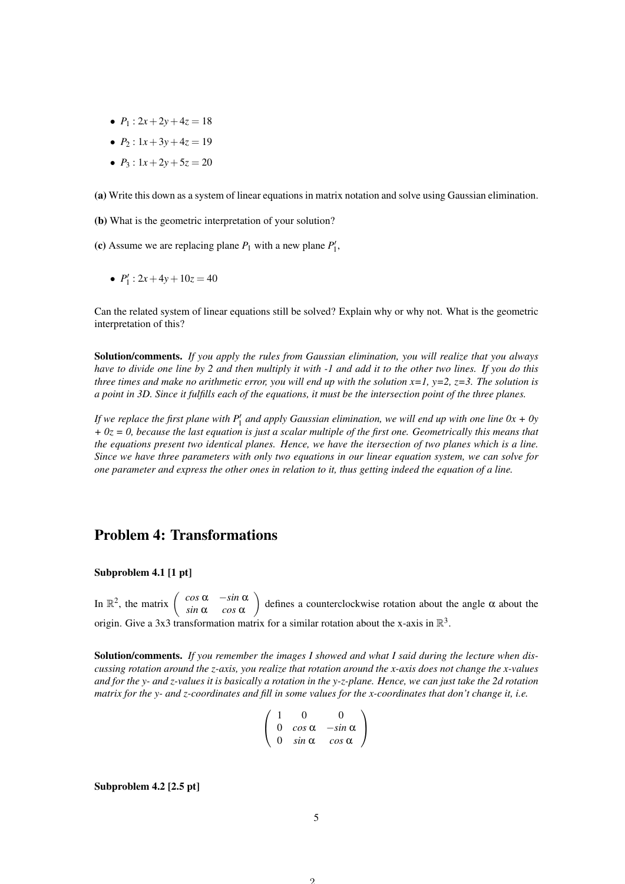- $P_1 : 2x + 2y + 4z = 18$
- $P_2 : 1x + 3y + 4z = 19$
- $P_3 : 1x + 2y + 5z = 20$

**(a)** Write this down as a system of linear equations in matrix notation and solve using Gaussian elimination.

**(b)** What is the geometric interpretation of your solution?

**(c)** Assume we are replacing plane $P_1$ with a new plane $P_1'$,

- $P_1' : 2x + 4y + 10z = 40$

Can the related system of linear equations still be solved? Explain why or why not. What is the geometric interpretation of this?

**Solution/comments.** *If you apply the rules from Gaussian elimination, you will realize that you always have to divide one line by 2 and then multiply it with -1 and add it to the other two lines. If you do this three times and make no arithmetic error, you will end up with the solution x=1, y=2, z=3. The solution is a point in 3D. Since it fulfills each of the equations, it must be the intersection point of the three planes.*

*If we replace the first plane with $P_1'$ and apply Gaussian elimination, we will end up with one line 0x + 0y + 0z = 0, because the last equation is just a scalar multiple of the first one. Geometrically this means that the equations present two identical planes. Hence, we have the itersection of two planes which is a line. Since we have three parameters with only two equations in our linear equation system, we can solve for one parameter and express the other ones in relation to it, thus getting indeed the equation of a line.*

## Problem 4: Transformations

### Subproblem 4.1 [1 pt]

In $\mathbb{R}^2$, the matrix $\begin{pmatrix} \cos\alpha & -\sin\alpha \\ \sin\alpha & \cos\alpha \end{pmatrix}$ defines a counterclockwise rotation about the angle $\alpha$ about the origin. Give a 3x3 transformation matrix for a similar rotation about the x-axis in $\mathbb{R}^3$.

**Solution/comments.** *If you remember the images I showed and what I said during the lecture when discussing rotation around the z-axis, you realize that rotation around the x-axis does not change the x-values and for the y- and z-values it is basically a rotation in the y-z-plane. Hence, we can just take the 2d rotation matrix for the y- and z-coordinates and fill in some values for the x-coordinates that don't change it, i.e.*

$$\begin{pmatrix} 1 & 0 & 0 \\ 0 & \cos\alpha & -\sin\alpha \\ 0 & \sin\alpha & \cos\alpha \end{pmatrix}$$

### Subproblem 4.2 [2.5 pt]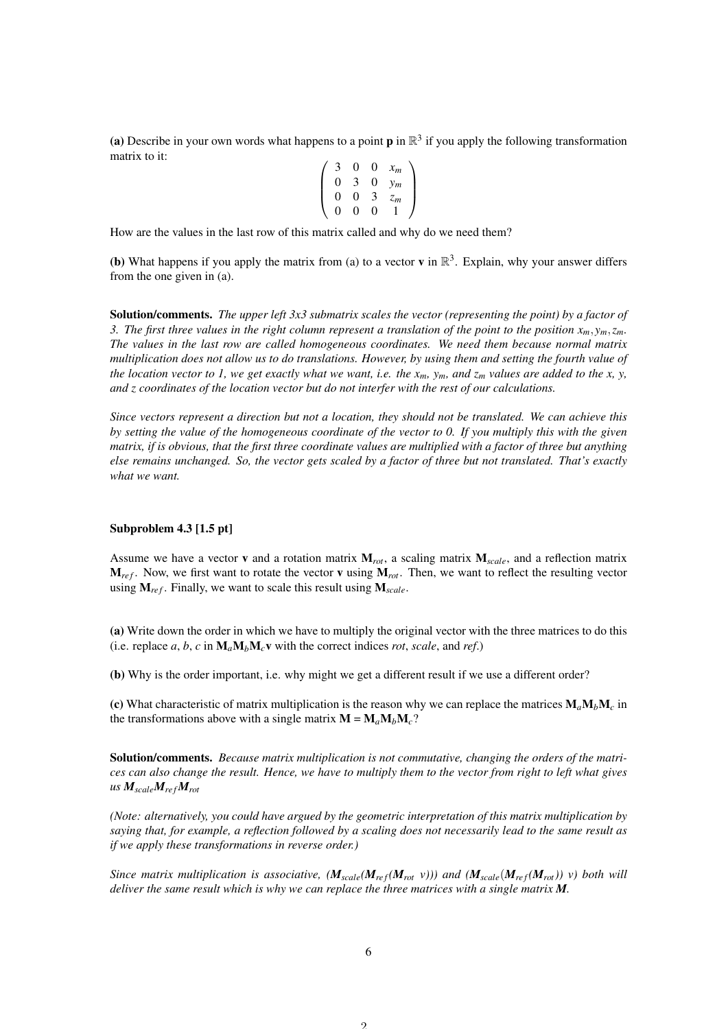**(a)** Describe in your own words what happens to a point $\mathbf{p}$ in $\mathbb{R}^3$ if you apply the following transformation matrix to it:

$$\begin{pmatrix} 3 & 0 & 0 & x_m \\ 0 & 3 & 0 & y_m \\ 0 & 0 & 3 & z_m \\ 0 & 0 & 0 & 1 \end{pmatrix}$$

How are the values in the last row of this matrix called and why do we need them?

**(b)** What happens if you apply the matrix from (a) to a vector $\mathbf{v}$ in $\mathbb{R}^3$. Explain, why your answer differs from the one given in (a).

**Solution/comments.** *The upper left 3x3 submatrix scales the vector (representing the point) by a factor of 3. The first three values in the right column represent a translation of the point to the position $x_m, y_m, z_m$. The values in the last row are called homogeneous coordinates. We need them because normal matrix multiplication does not allow us to do translations. However, by using them and setting the fourth value of the location vector to 1, we get exactly what we want, i.e. the $x_m$, $y_m$, and $z_m$ values are added to the x, y, and z coordinates of the location vector but do not interfer with the rest of our calculations.*

*Since vectors represent a direction but not a location, they should not be translated. We can achieve this by setting the value of the homogeneous coordinate of the vector to 0. If you multiply this with the given matrix, if is obvious, that the first three coordinate values are multiplied with a factor of three but anything else remains unchanged. So, the vector gets scaled by a factor of three but not translated. That's exactly what we want.*

### Subproblem 4.3 [1.5 pt]

Assume we have a vector $\mathbf{v}$ and a rotation matrix $\mathbf{M}_{rot}$, a scaling matrix $\mathbf{M}_{scale}$, and a reflection matrix $\mathbf{M}_{ref}$. Now, we first want to rotate the vector $\mathbf{v}$ using $\mathbf{M}_{rot}$. Then, we want to reflect the resulting vector using $\mathbf{M}_{ref}$. Finally, we want to scale this result using $\mathbf{M}_{scale}$.

**(a)** Write down the order in which we have to multiply the original vector with the three matrices to do this (i.e. replace $a$, $b$, $c$ in $\mathbf{M}_a\mathbf{M}_b\mathbf{M}_c\mathbf{v}$ with the correct indices *rot*, *scale*, and *ref*.)

**(b)** Why is the order important, i.e. why might we get a different result if we use a different order?

**(c)** What characteristic of matrix multiplication is the reason why we can replace the matrices $\mathbf{M}_a\mathbf{M}_b\mathbf{M}_c$ in the transformations above with a single matrix $\mathbf{M} = \mathbf{M}_a\mathbf{M}_b\mathbf{M}_c$?

**Solution/comments.** *Because matrix multiplication is not commutative, changing the orders of the matrices can also change the result. Hence, we have to multiply them to the vector from right to left what gives us $\mathbf{M}_{scale}\mathbf{M}_{ref}\mathbf{M}_{rot}$*

*(Note: alternatively, you could have argued by the geometric interpretation of this matrix multiplication by saying that, for example, a reflection followed by a scaling does not necessarily lead to the same result as if we apply these transformations in reverse order.)*

*Since matrix multiplication is associative, ($\mathbf{M}_{scale}(\mathbf{M}_{ref}(\mathbf{M}_{rot}\ v))$) and ($\mathbf{M}_{scale}(\mathbf{M}_{ref}(\mathbf{M}_{rot}))\ v$) both will deliver the same result which is why we can replace the three matrices with a single matrix $\mathbf{M}$.*